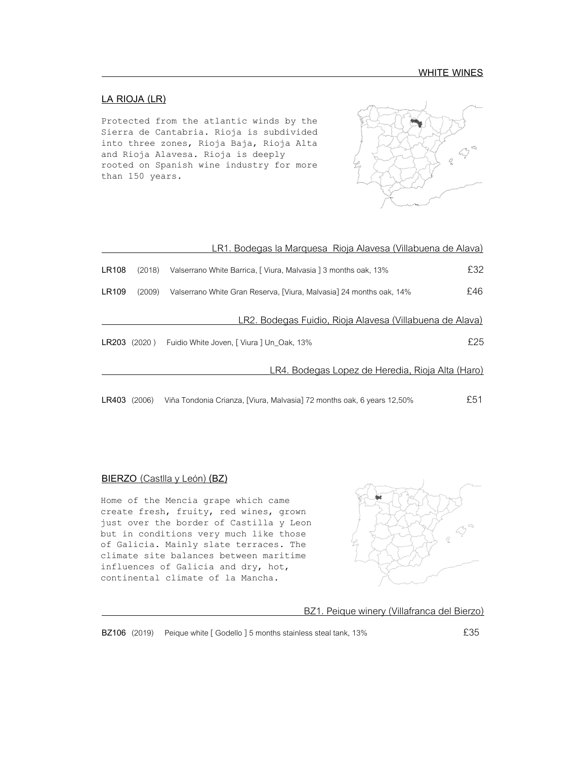## WHITE WINES

### LA RIOJA (LR)

Protected from the atlantic winds by the Sierra de Cantabria. Rioja is subdivided into three zones, Rioja Baja, Rioja Alta and Rioja Alavesa. Rioja is deeply rooted on Spanish wine industry for more than 150 years.

#### LR1. Bodegas la Marquesa Rioja Alavesa (Villabuena de Alava)

| | | | |
|---|---|---|---|
| **LR108** | (2018) | Valserrano White Barrica, [ Viura, Malvasia ] 3 months oak, 13% | £32 |
| **LR109** | (2009) | Valserrano White Gran Reserva, [Viura, Malvasia] 24 months oak, 14% | £46 |

#### LR2. Bodegas Fuidio, Rioja Alavesa (Villabuena de Alava)

| | | | |
|---|---|---|---|
| **LR203** | (2020 ) | Fuidio White Joven, [ Viura ] Un_Oak, 13% | £25 |

#### LR4. Bodegas Lopez de Heredia, Rioja Alta (Haro)

| | | | |
|---|---|---|---|
| **LR403** | (2006) | Viña Tondonia Crianza, [Viura, Malvasia] 72 months oak, 6 years 12,50% | £51 |

### BIERZO (Castlla y León) (BZ)

Home of the Mencia grape which came create fresh, fruity, red wines, grown just over the border of Castilla y Leon but in conditions very much like those of Galicia. Mainly slate terraces. The climate site balances between maritime influences of Galicia and dry, hot, continental climate of la Mancha.

#### BZ1. Peique winery (Villafranca del Bierzo)

| | | | |
|---|---|---|---|
| **BZ106** | (2019) | Peique white [ Godello ] 5 months stainless steal tank, 13% | £35 |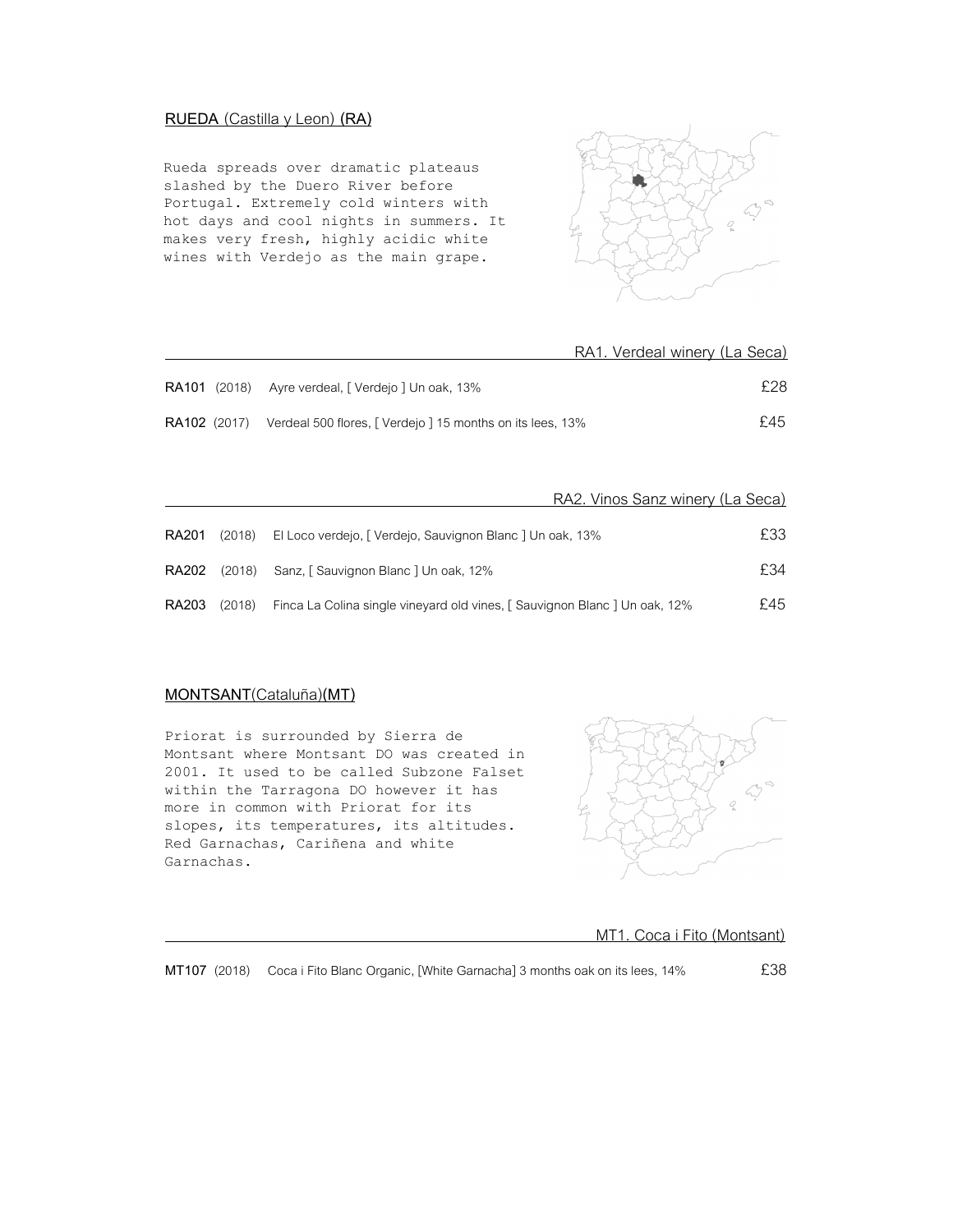## RUEDA (Castilla y Leon) **(RA)**

Rueda spreads over dramatic plateaus slashed by the Duero River before Portugal. Extremely cold winters with hot days and cool nights in summers. It makes very fresh, highly acidic white wines with Verdejo as the main grape.

### RA1. Verdeal winery (La Seca)

| Code | Vintage | Wine | Price |
|---|---|---|---|
| **RA101** | (2018) | Ayre verdeal, [ Verdejo ] Un oak, 13% | £28 |
| **RA102** | (2017) | Verdeal 500 flores, [ Verdejo ] 15 months on its lees, 13% | £45 |

### RA2. Vinos Sanz winery (La Seca)

| Code | Vintage | Wine | Price |
|---|---|---|---|
| **RA201** | (2018) | El Loco verdejo, [ Verdejo, Sauvignon Blanc ] Un oak, 13% | £33 |
| **RA202** | (2018) | Sanz, [ Sauvignon Blanc ] Un oak, 12% | £34 |
| **RA203** | (2018) | Finca La Colina single vineyard old vines, [ Sauvignon Blanc ] Un oak, 12% | £45 |

## MONTSANT(Cataluña)**(MT)**

Priorat is surrounded by Sierra de Montsant where Montsant DO was created in 2001. It used to be called Subzone Falset within the Tarragona DO however it has more in common with Priorat for its slopes, its temperatures, its altitudes. Red Garnachas, Cariñena and white Garnachas.

### MT1. Coca i Fito (Montsant)

| Code | Vintage | Wine | Price |
|---|---|---|---|
| **MT107** | (2018) | Coca i Fito Blanc Organic, [White Garnacha] 3 months oak on its lees, 14% | £38 |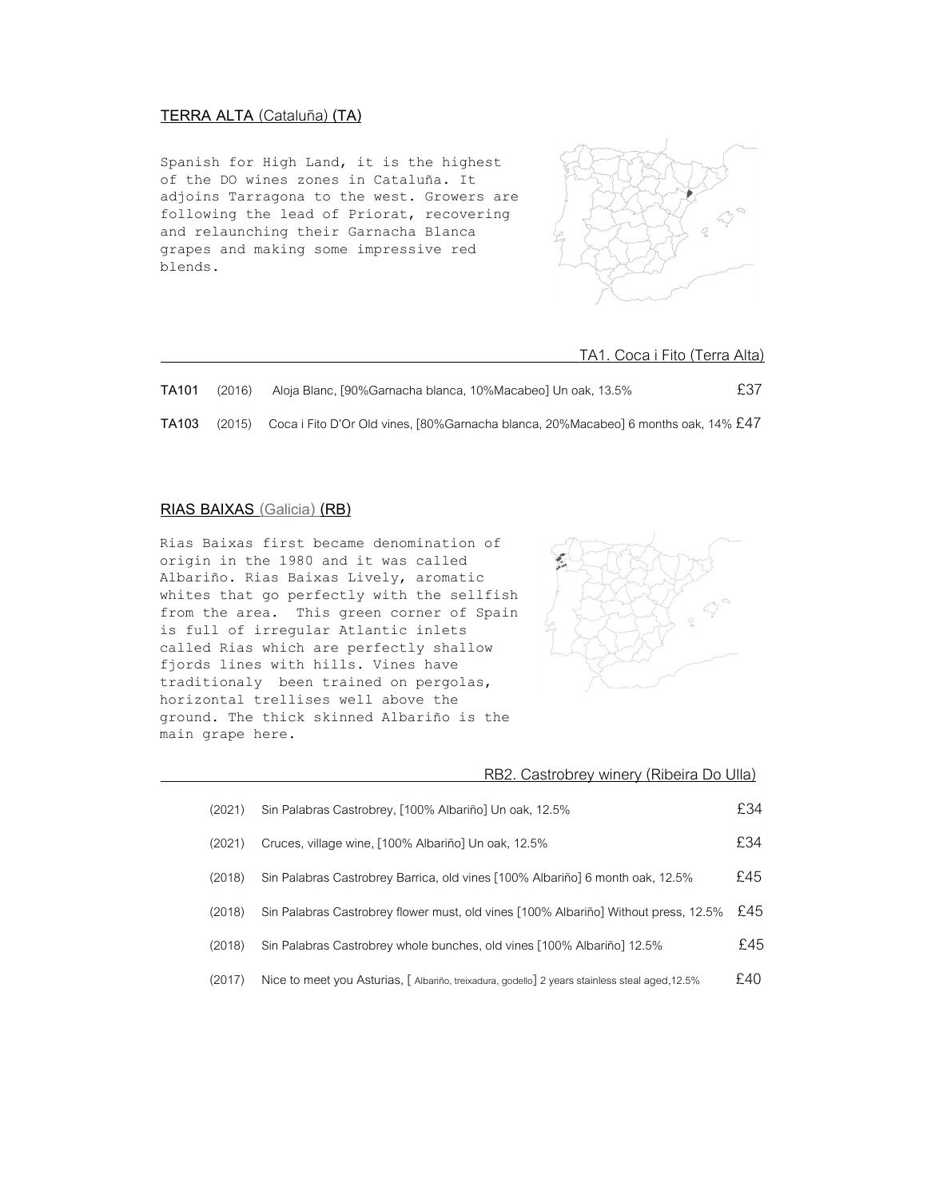## TERRA ALTA (Cataluña) (TA)

Spanish for High Land, it is the highest of the DO wines zones in Cataluña. It adjoins Tarragona to the west. Growers are following the lead of Priorat, recovering and relaunching their Garnacha Blanca grapes and making some impressive red blends.

### TA1. Coca i Fito (Terra Alta)

| Code | Year | Wine | Price |
|---|---|---|---|
| TA101 | (2016) | Aloja Blanc, [90%Garnacha blanca, 10%Macabeo] Un oak, 13.5% | £37 |
| TA103 | (2015) | Coca i Fito D'Or Old vines, [80%Garnacha blanca, 20%Macabeo] 6 months oak, 14% | £47 |

## RIAS BAIXAS (Galicia) (RB)

Rias Baixas first became denomination of origin in the 1980 and it was called Albariño. Rias Baixas Lively, aromatic whites that go perfectly with the sellfish from the area. This green corner of Spain is full of irregular Atlantic inlets called Rias which are perfectly shallow fjords lines with hills. Vines have traditionaly been trained on pergolas, horizontal trellises well above the ground. The thick skinned Albariño is the main grape here.

### RB2. Castrobrey winery (Ribeira Do Ulla)

| Year | Wine | Price |
|---|---|---|
| (2021) | Sin Palabras Castrobrey, [100% Albariño] Un oak, 12.5% | £34 |
| (2021) | Cruces, village wine, [100% Albariño] Un oak, 12.5% | £34 |
| (2018) | Sin Palabras Castrobrey Barrica, old vines [100% Albariño] 6 month oak, 12.5% | £45 |
| (2018) | Sin Palabras Castrobrey flower must, old vines [100% Albariño] Without press, 12.5% | £45 |
| (2018) | Sin Palabras Castrobrey whole bunches, old vines [100% Albariño] 12.5% | £45 |
| (2017) | Nice to meet you Asturias, [ Albariño, treixadura, godello] 2 years stainless steal aged,12.5% | £40 |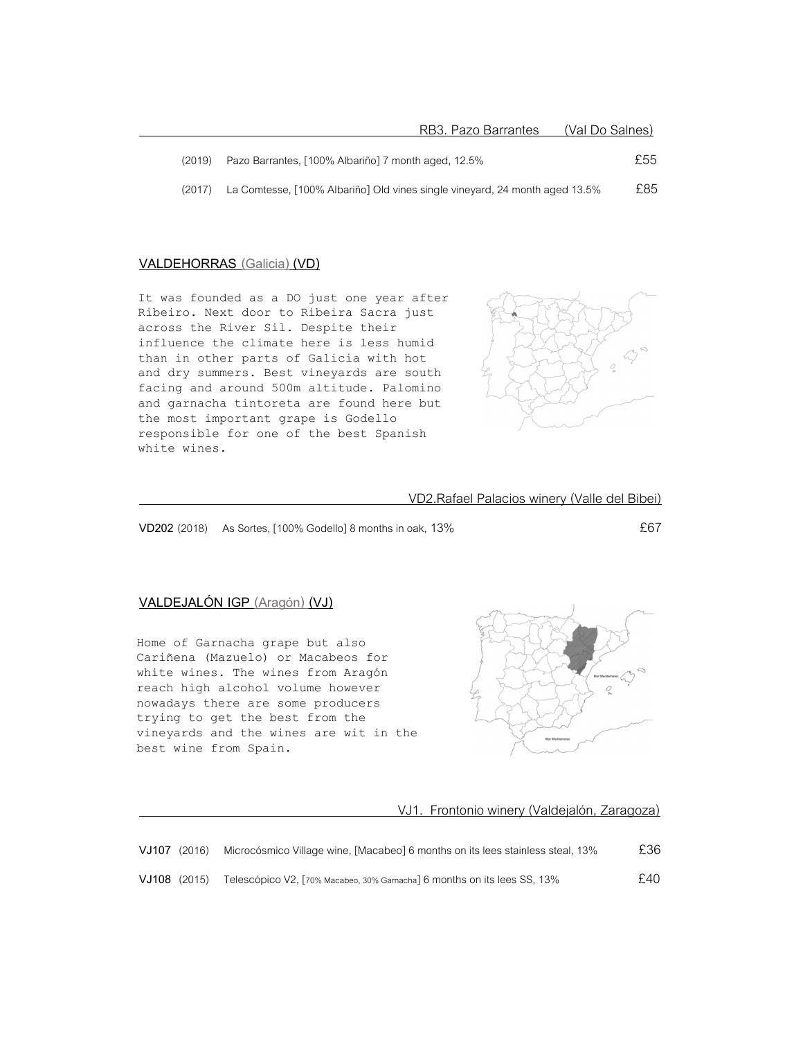RB3. Pazo Barrantes (Val Do Salnes)

| | | |
|---|---|---|
| (2019) | Pazo Barrantes, [100% Albariño] 7 month aged, 12.5% | £55 |
| (2017) | La Comtesse, [100% Albariño] Old vines single vineyard, 24 month aged 13.5% | £85 |

## VALDEHORRAS (Galicia) (VD)

It was founded as a DO just one year after Ribeiro. Next door to Ribeira Sacra just across the River Sil. Despite their influence the climate here is less humid than in other parts of Galicia with hot and dry summers. Best vineyards are south facing and around 500m altitude. Palomino and garnacha tintoreta are found here but the most important grape is Godello responsible for one of the best Spanish white wines.

VD2.Rafael Palacios winery (Valle del Bibei)

| | | | |
|---|---|---|---|
| **VD202** | (2018) | As Sortes, [100% Godello] 8 months in oak, 13% | £67 |

## VALDEJALÓN IGP (Aragón) (VJ)

Home of Garnacha grape but also Cariñena (Mazuelo) or Macabeos for white wines. The wines from Aragón reach high alcohol volume however nowadays there are some producers trying to get the best from the vineyards and the wines are wit in the best wine from Spain.

VJ1. Frontonio winery (Valdejalón, Zaragoza)

| | | | |
|---|---|---|---|
| **VJ107** | (2016) | Microcósmico Village wine, [Macabeo] 6 months on its lees stainless steal, 13% | £36 |
| **VJ108** | (2015) | Telescópico V2, [70% Macabeo, 30% Garnacha] 6 months on its lees SS, 13% | £40 |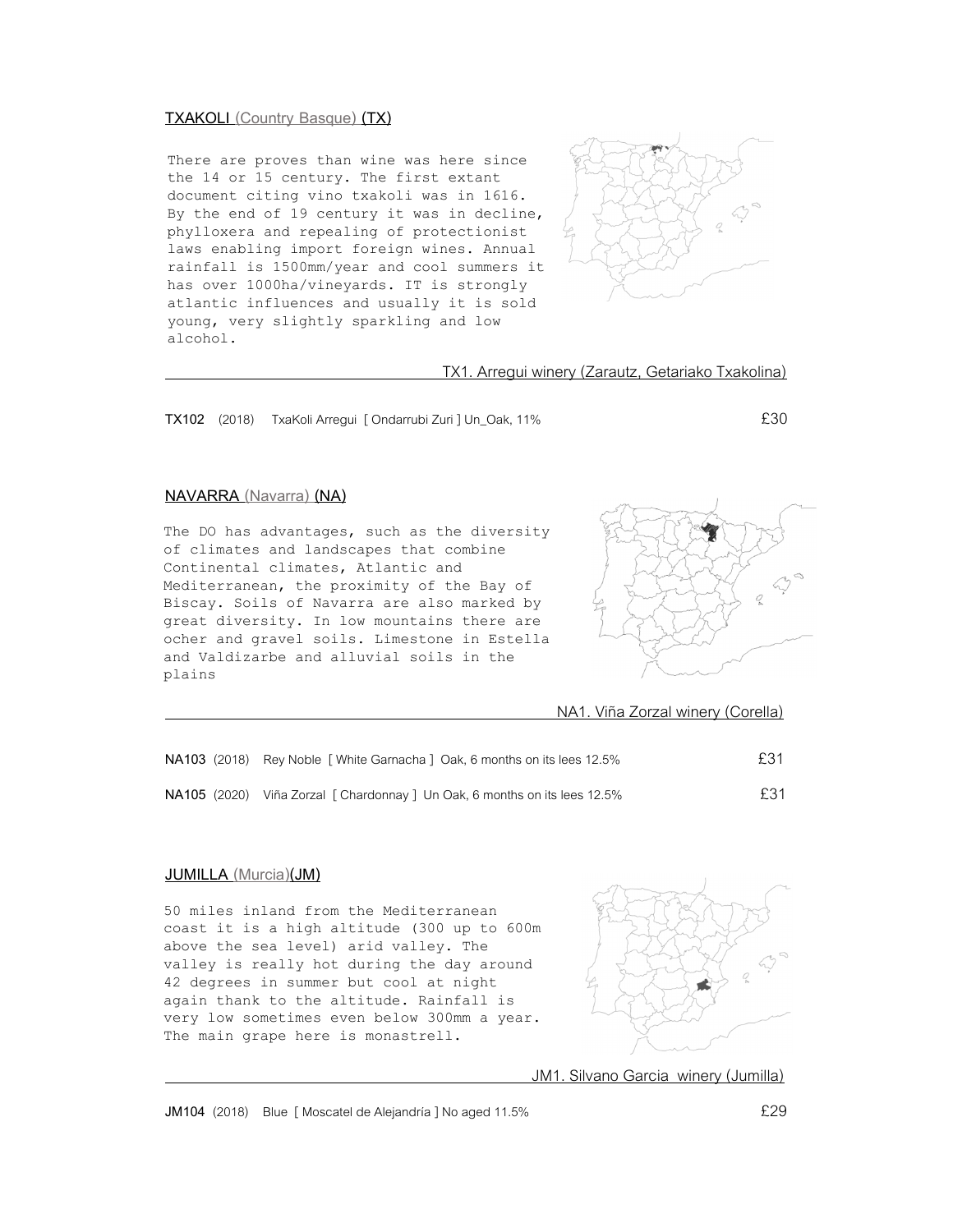## TXAKOLI (Country Basque) (TX)

There are proves than wine was here since the 14 or 15 century. The first extant document citing vino txakoli was in 1616. By the end of 19 century it was in decline, phylloxera and repealing of protectionist laws enabling import foreign wines. Annual rainfall is 1500mm/year and cool summers it has over 1000ha/vineyards. IT is strongly atlantic influences and usually it is sold young, very slightly sparkling and low alcohol.

### TX1. Arregui winery (Zarautz, Getariako Txakolina)

**TX102** (2018) TxaKoli Arregui [ Ondarrubi Zuri ] Un_Oak, 11% — £30

## NAVARRA (Navarra) (NA)

The DO has advantages, such as the diversity of climates and landscapes that combine Continental climates, Atlantic and Mediterranean, the proximity of the Bay of Biscay. Soils of Navarra are also marked by great diversity. In low mountains there are ocher and gravel soils. Limestone in Estella and Valdizarbe and alluvial soils in the plains

### NA1. Viña Zorzal winery (Corella)

**NA103** (2018) Rey Noble [ White Garnacha ] Oak, 6 months on its lees 12.5% — £31

**NA105** (2020) Viña Zorzal [ Chardonnay ] Un Oak, 6 months on its lees 12.5% — £31

## JUMILLA (Murcia)(JM)

50 miles inland from the Mediterranean coast it is a high altitude (300 up to 600m above the sea level) arid valley. The valley is really hot during the day around 42 degrees in summer but cool at night again thank to the altitude. Rainfall is very low sometimes even below 300mm a year. The main grape here is monastrell.

### JM1. Silvano Garcia winery (Jumilla)

**JM104** (2018) Blue [ Moscatel de Alejandría ] No aged 11.5% — £29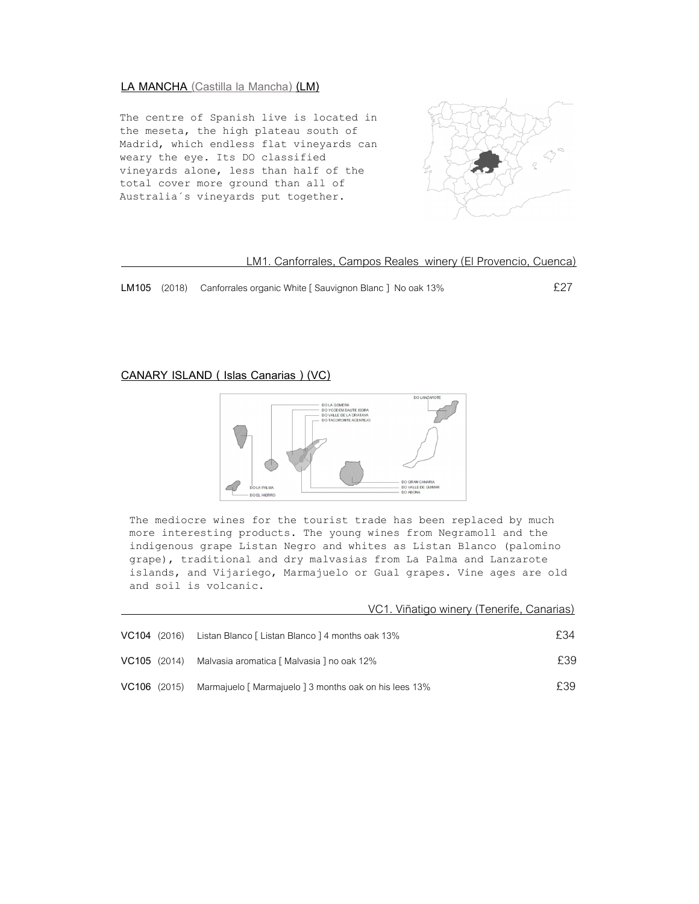## LA MANCHA (Castilla la Mancha) (LM)

The centre of Spanish live is located in the meseta, the high plateau south of Madrid, which endless flat vineyards can weary the eye. Its DO classified vineyards alone, less than half of the total cover more ground than all of Australia´s vineyards put together.

### LM1. Canforrales, Campos Reales winery (El Provencio, Cuenca)

| Code | Vintage | Wine | Price |
|---|---|---|---|
| **LM105** | (2018) | Canforrales organic White [ Sauvignon Blanc ] No oak 13% | £27 |

## CANARY ISLAND ( Islas Canarias ) (VC)

The mediocre wines for the tourist trade has been replaced by much more interesting products. The young wines from Negramoll and the indigenous grape Listan Negro and whites as Listan Blanco (palomino grape), traditional and dry malvasias from La Palma and Lanzarote islands, and Vijariego, Marmajuelo or Gual grapes. Vine ages are old and soil is volcanic.

### VC1. Viñatigo winery (Tenerife, Canarias)

| Code | Vintage | Wine | Price |
|---|---|---|---|
| **VC104** | (2016) | Listan Blanco [ Listan Blanco ] 4 months oak 13% | £34 |
| **VC105** | (2014) | Malvasia aromatica [ Malvasia ] no oak 12% | £39 |
| **VC106** | (2015) | Marmajuelo [ Marmajuelo ] 3 months oak on his lees 13% | £39 |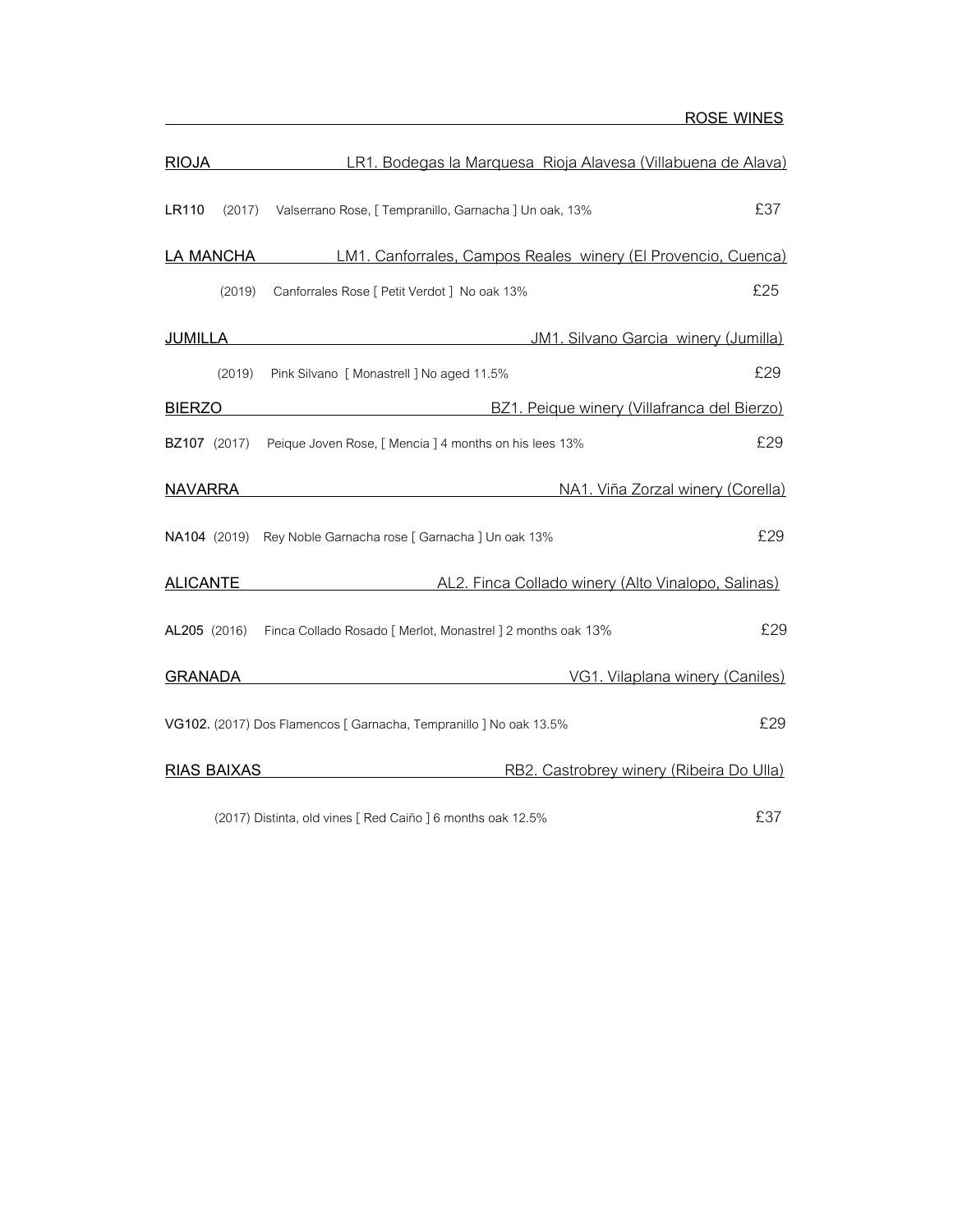## ROSE WINES

**RIOJA** — LR1. Bodegas la Marquesa Rioja Alavesa (Villabuena de Alava)

**LR110** (2017) Valserrano Rose, [ Tempranillo, Garnacha ] Un oak, 13% £37

**LA MANCHA** — LM1. Canforrales, Campos Reales winery (El Provencio, Cuenca)

(2019) Canforrales Rose [ Petit Verdot ] No oak 13% £25

**JUMILLA** — JM1. Silvano Garcia winery (Jumilla)

(2019) Pink Silvano [ Monastrell ] No aged 11.5% £29

**BIERZO** — BZ1. Peique winery (Villafranca del Bierzo)

**BZ107** (2017) Peique Joven Rose, [ Mencia ] 4 months on his lees 13% £29

**NAVARRA** — NA1. Viña Zorzal winery (Corella)

**NA104** (2019) Rey Noble Garnacha rose [ Garnacha ] Un oak 13% £29

**ALICANTE** — AL2. Finca Collado winery (Alto Vinalopo, Salinas)

**AL205** (2016) Finca Collado Rosado [ Merlot, Monastrel ] 2 months oak 13% £29

**GRANADA** — VG1. Vilaplana winery (Caniles)

**VG102.** (2017) Dos Flamencos [ Garnacha, Tempranillo ] No oak 13.5% £29

**RIAS BAIXAS** — RB2. Castrobrey winery (Ribeira Do Ulla)

(2017) Distinta, old vines [ Red Caiño ] 6 months oak 12.5% £37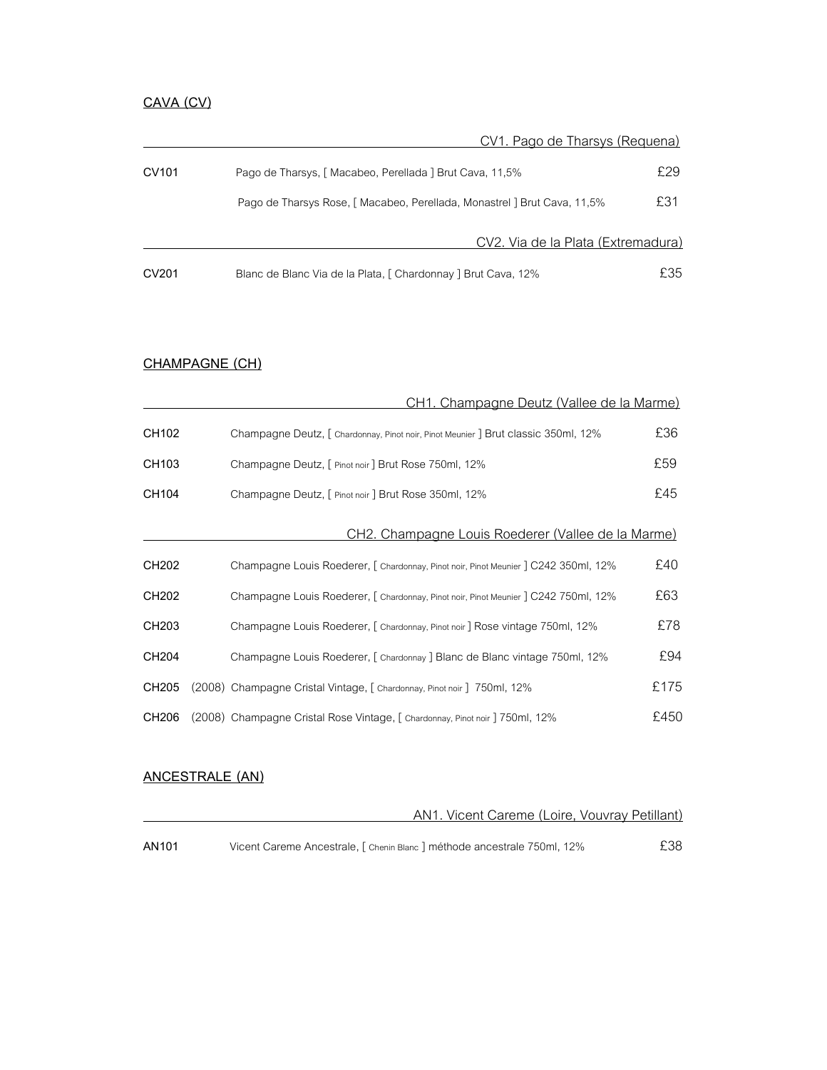## CAVA (CV)

| | | |
|---|---|---|
| | **CV1. Pago de Tharsys (Requena)** | |
| CV101 | Pago de Tharsys, [ Macabeo, Perellada ] Brut Cava, 11,5% | £29 |
| | Pago de Tharsys Rose, [ Macabeo, Perellada, Monastrel ] Brut Cava, 11,5% | £31 |
| | **CV2. Via de la Plata (Extremadura)** | |
| CV201 | Blanc de Blanc Via de la Plata, [ Chardonnay ] Brut Cava, 12% | £35 |

## CHAMPAGNE (CH)

| | | |
|---|---|---|
| | **CH1. Champagne Deutz (Vallee de la Marme)** | |
| CH102 | Champagne Deutz, [ Chardonnay, Pinot noir, Pinot Meunier ] Brut classic 350ml, 12% | £36 |
| CH103 | Champagne Deutz, [ Pinot noir ] Brut Rose 750ml, 12% | £59 |
| CH104 | Champagne Deutz, [ Pinot noir ] Brut Rose 350ml, 12% | £45 |
| | **CH2. Champagne Louis Roederer (Vallee de la Marme)** | |
| CH202 | Champagne Louis Roederer, [ Chardonnay, Pinot noir, Pinot Meunier ] C242 350ml, 12% | £40 |
| CH202 | Champagne Louis Roederer, [ Chardonnay, Pinot noir, Pinot Meunier ] C242 750ml, 12% | £63 |
| CH203 | Champagne Louis Roederer, [ Chardonnay, Pinot noir ] Rose vintage 750ml, 12% | £78 |
| CH204 | Champagne Louis Roederer, [ Chardonnay ] Blanc de Blanc vintage 750ml, 12% | £94 |
| CH205 | (2008) Champagne Cristal Vintage, [ Chardonnay, Pinot noir ] 750ml, 12% | £175 |
| CH206 | (2008) Champagne Cristal Rose Vintage, [ Chardonnay, Pinot noir ] 750ml, 12% | £450 |

## ANCESTRALE (AN)

| | | |
|---|---|---|
| | **AN1. Vicent Careme (Loire, Vouvray Petillant)** | |
| AN101 | Vicent Careme Ancestrale, [ Chenin Blanc ] méthode ancestrale 750ml, 12% | £38 |